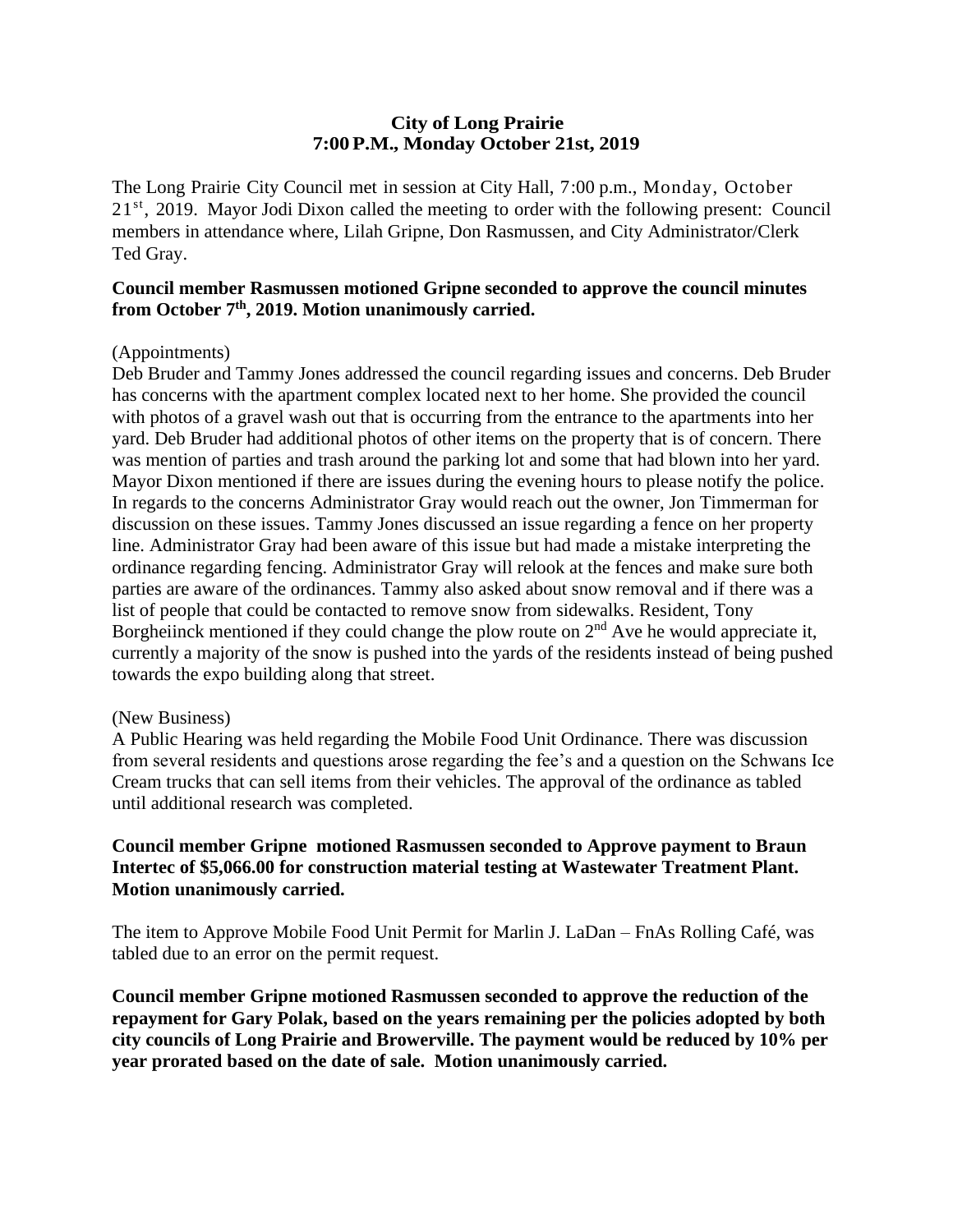**City of Long Prairie**
**7:00 P.M., Monday October 21st, 2019**

The Long Prairie City Council met in session at City Hall, 7:00 p.m., Monday, October 21st, 2019. Mayor Jodi Dixon called the meeting to order with the following present: Council members in attendance where, Lilah Gripne, Don Rasmussen, and City Administrator/Clerk Ted Gray.

**Council member Rasmussen motioned Gripne seconded to approve the council minutes from October 7th, 2019. Motion unanimously carried.**

(Appointments)
Deb Bruder and Tammy Jones addressed the council regarding issues and concerns. Deb Bruder has concerns with the apartment complex located next to her home. She provided the council with photos of a gravel wash out that is occurring from the entrance to the apartments into her yard. Deb Bruder had additional photos of other items on the property that is of concern. There was mention of parties and trash around the parking lot and some that had blown into her yard. Mayor Dixon mentioned if there are issues during the evening hours to please notify the police. In regards to the concerns Administrator Gray would reach out the owner, Jon Timmerman for discussion on these issues. Tammy Jones discussed an issue regarding a fence on her property line. Administrator Gray had been aware of this issue but had made a mistake interpreting the ordinance regarding fencing. Administrator Gray will relook at the fences and make sure both parties are aware of the ordinances. Tammy also asked about snow removal and if there was a list of people that could be contacted to remove snow from sidewalks. Resident, Tony Borgheiinck mentioned if they could change the plow route on 2nd Ave he would appreciate it, currently a majority of the snow is pushed into the yards of the residents instead of being pushed towards the expo building along that street.

(New Business)
A Public Hearing was held regarding the Mobile Food Unit Ordinance. There was discussion from several residents and questions arose regarding the fee's and a question on the Schwans Ice Cream trucks that can sell items from their vehicles. The approval of the ordinance as tabled until additional research was completed.

**Council member Gripne motioned Rasmussen seconded to Approve payment to Braun Intertec of $5,066.00 for construction material testing at Wastewater Treatment Plant. Motion unanimously carried.**

The item to Approve Mobile Food Unit Permit for Marlin J. LaDan – FnAs Rolling Café, was tabled due to an error on the permit request.

**Council member Gripne motioned Rasmussen seconded to approve the reduction of the repayment for Gary Polak, based on the years remaining per the policies adopted by both city councils of Long Prairie and Browerville. The payment would be reduced by 10% per year prorated based on the date of sale. Motion unanimously carried.**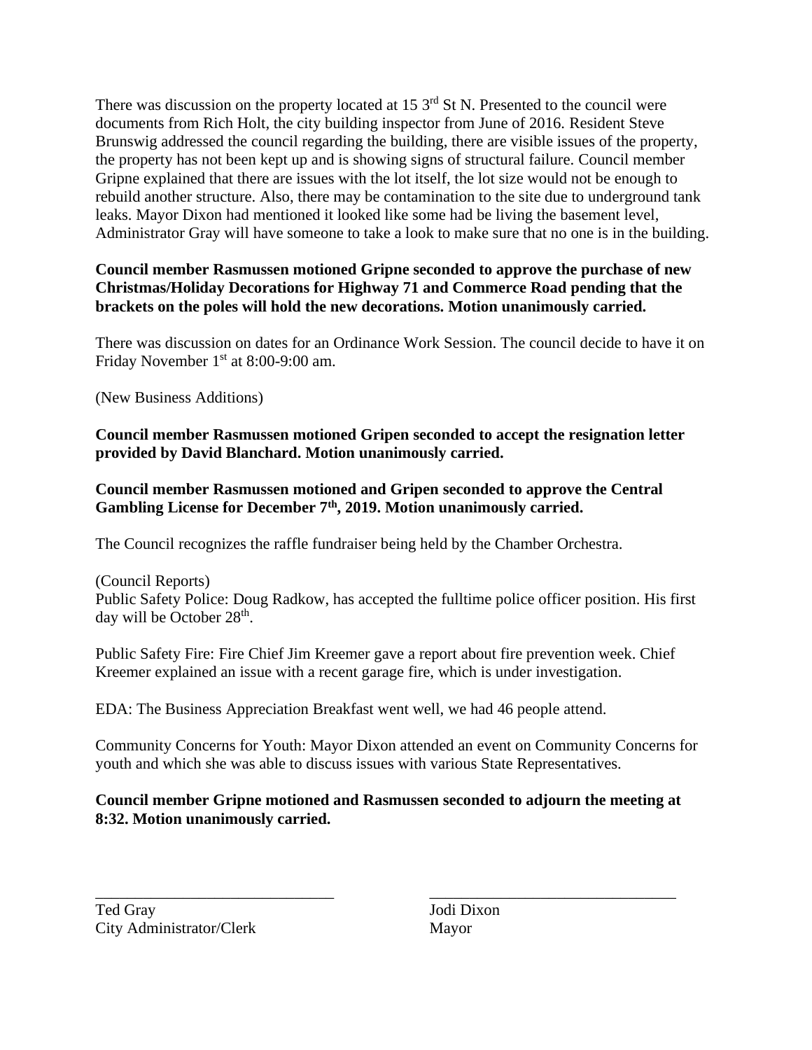There was discussion on the property located at 15 3rd St N. Presented to the council were documents from Rich Holt, the city building inspector from June of 2016. Resident Steve Brunswig addressed the council regarding the building, there are visible issues of the property, the property has not been kept up and is showing signs of structural failure. Council member Gripne explained that there are issues with the lot itself, the lot size would not be enough to rebuild another structure. Also, there may be contamination to the site due to underground tank leaks. Mayor Dixon had mentioned it looked like some had be living the basement level, Administrator Gray will have someone to take a look to make sure that no one is in the building.

**Council member Rasmussen motioned Gripne seconded to approve the purchase of new Christmas/Holiday Decorations for Highway 71 and Commerce Road pending that the brackets on the poles will hold the new decorations. Motion unanimously carried.**

There was discussion on dates for an Ordinance Work Session. The council decide to have it on Friday November 1st at 8:00-9:00 am.

(New Business Additions)

**Council member Rasmussen motioned Gripen seconded to accept the resignation letter provided by David Blanchard. Motion unanimously carried.**

**Council member Rasmussen motioned and Gripen seconded to approve the Central Gambling License for December 7th, 2019. Motion unanimously carried.**

The Council recognizes the raffle fundraiser being held by the Chamber Orchestra.

(Council Reports)
Public Safety Police: Doug Radkow, has accepted the fulltime police officer position. His first day will be October 28th.

Public Safety Fire: Fire Chief Jim Kreemer gave a report about fire prevention week. Chief Kreemer explained an issue with a recent garage fire, which is under investigation.

EDA: The Business Appreciation Breakfast went well, we had 46 people attend.

Community Concerns for Youth: Mayor Dixon attended an event on Community Concerns for youth and which she was able to discuss issues with various State Representatives.

**Council member Gripne motioned and Rasmussen seconded to adjourn the meeting at 8:32. Motion unanimously carried.**

______________________________ ______________________________

Ted Gray
City Administrator/Clerk

Jodi Dixon
Mayor